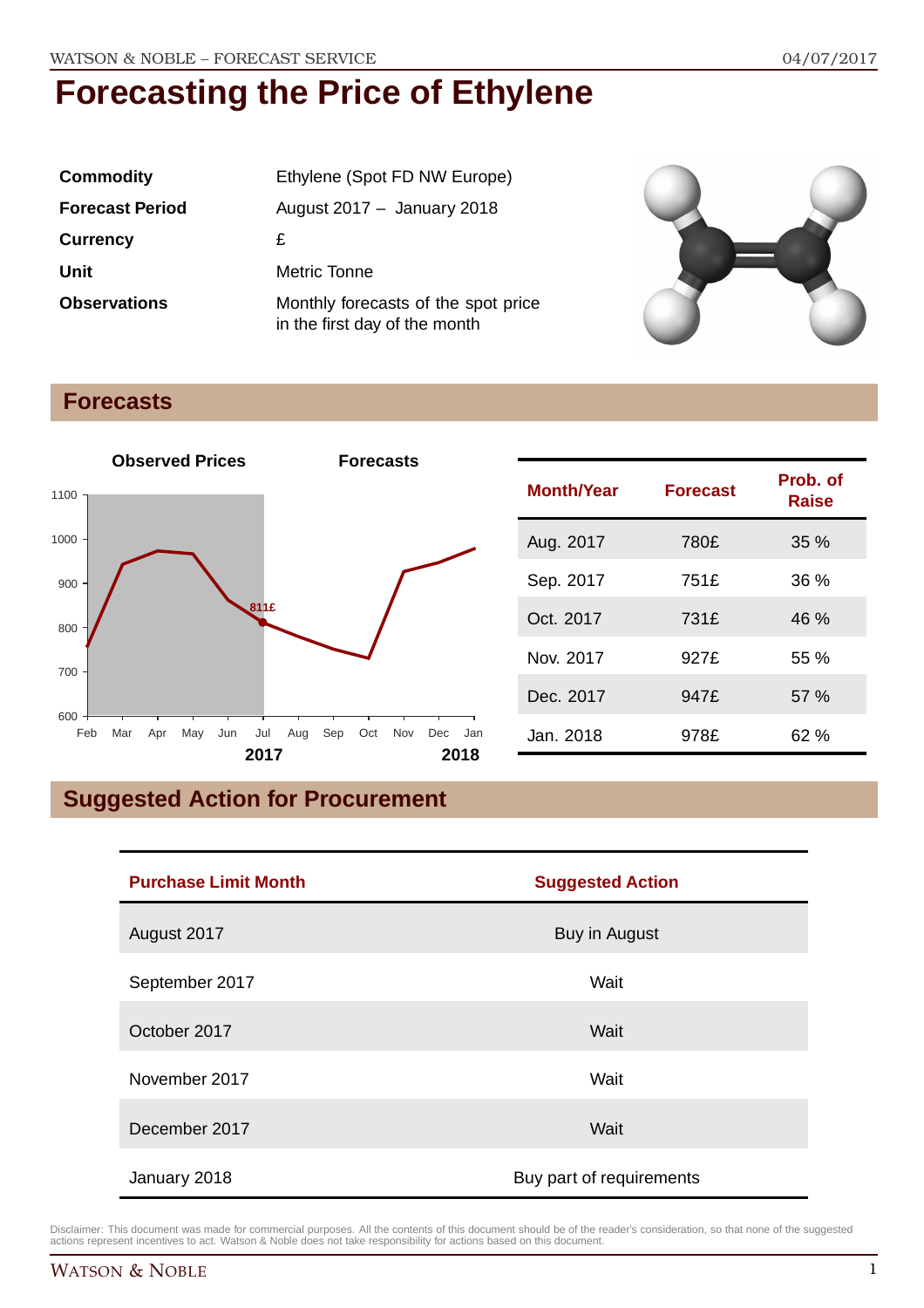# Forecasting the Price of Ethylene

| | |
|---|---|
| **Commodity** | Ethylene (Spot FD NW Europe) |
| **Forecast Period** | August 2017 – January 2018 |
| **Currency** | £ |
| **Unit** | Metric Tonne |
| **Observations** | Monthly forecasts of the spot price in the first day of the month |

## Forecasts

| Month/Year | Forecast | Prob. of Raise |
|---|---|---|
| Aug. 2017 | 780£ | 35 % |
| Sep. 2017 | 751£ | 36 % |
| Oct. 2017 | 731£ | 46 % |
| Nov. 2017 | 927£ | 55 % |
| Dec. 2017 | 947£ | 57 % |
| Jan. 2018 | 978£ | 62 % |

## Suggested Action for Procurement

| Purchase Limit Month | Suggested Action |
|---|---|
| August 2017 | Buy in August |
| September 2017 | Wait |
| October 2017 | Wait |
| November 2017 | Wait |
| December 2017 | Wait |
| January 2018 | Buy part of requirements |

Disclaimer: This document was made for commercial purposes. All the contents of this document should be of the reader's consideration, so that none of the suggested actions represent incentives to act. Watson & Noble does not take responsibility for actions based on this document.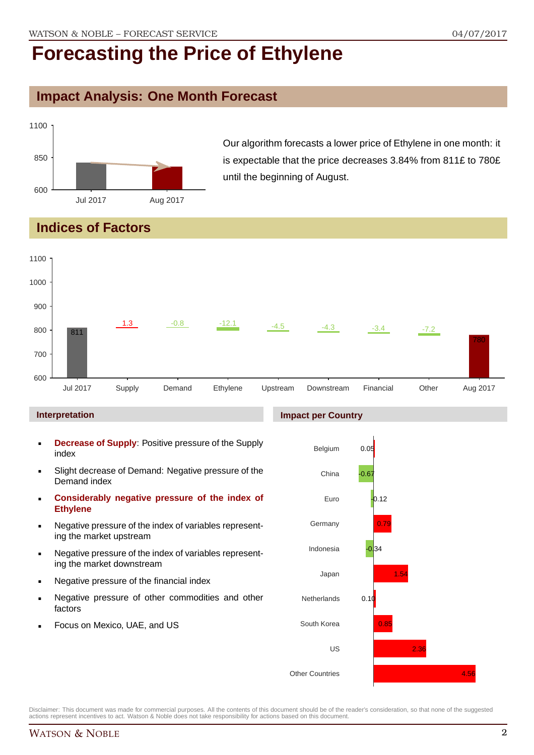# Forecasting the Price of Ethylene

## Impact Analysis: One Month Forecast

Our algorithm forecasts a lower price of Ethylene in one month: it is expectable that the price decreases 3.84% from 811£ to 780£ until the beginning of August.

## Indices of Factors

| | Jul 2017 | Supply | Demand | Ethylene | Upstream | Downstream | Financial | Other | Aug 2017 |
|---|---|---|---|---|---|---|---|---|---|
| Value | 811 | 1.3 | -0.8 | -12.1 | -4.5 | -4.3 | -3.4 | -7.2 | 780 |

### Interpretation

- **Decrease of Supply**: Positive pressure of the Supply index
- Slight decrease of Demand: Negative pressure of the Demand index
- **Considerably negative pressure of the index of Ethylene**
- Negative pressure of the index of variables representing the market upstream
- Negative pressure of the index of variables representing the market downstream
- Negative pressure of the financial index
- Negative pressure of other commodities and other factors
- Focus on Mexico, UAE, and US

### Impact per Country

| Country | Impact |
|---|---|
| Belgium | 0.05 |
| China | -0.67 |
| Euro | -0.12 |
| Germany | 0.79 |
| Indonesia | -0.34 |
| Japan | 1.54 |
| Netherlands | 0.10 |
| South Korea | 0.85 |
| US | 2.36 |
| Other Countries | 4.56 |

Disclaimer: This document was made for commercial purposes. All the contents of this document should be of the reader's consideration, so that none of the suggested actions represent incentives to act. Watson & Noble does not take responsibility for actions based on this document.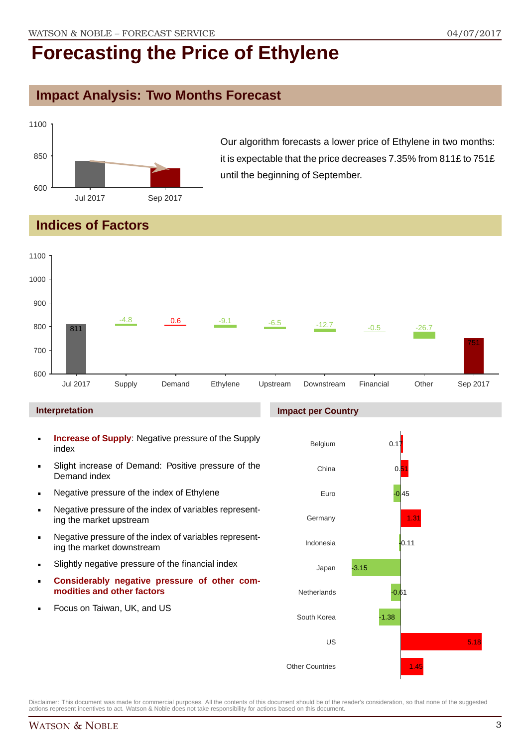# Forecasting the Price of Ethylene

## Impact Analysis: Two Months Forecast

Our algorithm forecasts a lower price of Ethylene in two months: it is expectable that the price decreases 7.35% from 811£ to 751£ until the beginning of September.

## Indices of Factors

| | Jul 2017 | Supply | Demand | Ethylene | Upstream | Downstream | Financial | Other | Sep 2017 |
|---|---|---|---|---|---|---|---|---|---|
| Value | 811 | -4.8 | 0.6 | -9.1 | -6.5 | -12.7 | -0.5 | -26.7 | 751 |

### Interpretation

- **Increase of Supply**: Negative pressure of the Supply index
- Slight increase of Demand: Positive pressure of the Demand index
- Negative pressure of the index of Ethylene
- Negative pressure of the index of variables representing the market upstream
- Negative pressure of the index of variables representing the market downstream
- Slightly negative pressure of the financial index
- **Considerably negative pressure of other commodities and other factors**
- Focus on Taiwan, UK, and US

### Impact per Country

| Country | Impact |
|---|---|
| Belgium | 0.17 |
| China | 0.51 |
| Euro | -0.45 |
| Germany | 1.31 |
| Indonesia | -0.11 |
| Japan | -3.15 |
| Netherlands | -0.61 |
| South Korea | -1.38 |
| US | 5.18 |
| Other Countries | 1.45 |

Disclaimer: This document was made for commercial purposes. All the contents of this document should be of the reader's consideration, so that none of the suggested actions represent incentives to act. Watson & Noble does not take responsibility for actions based on this document.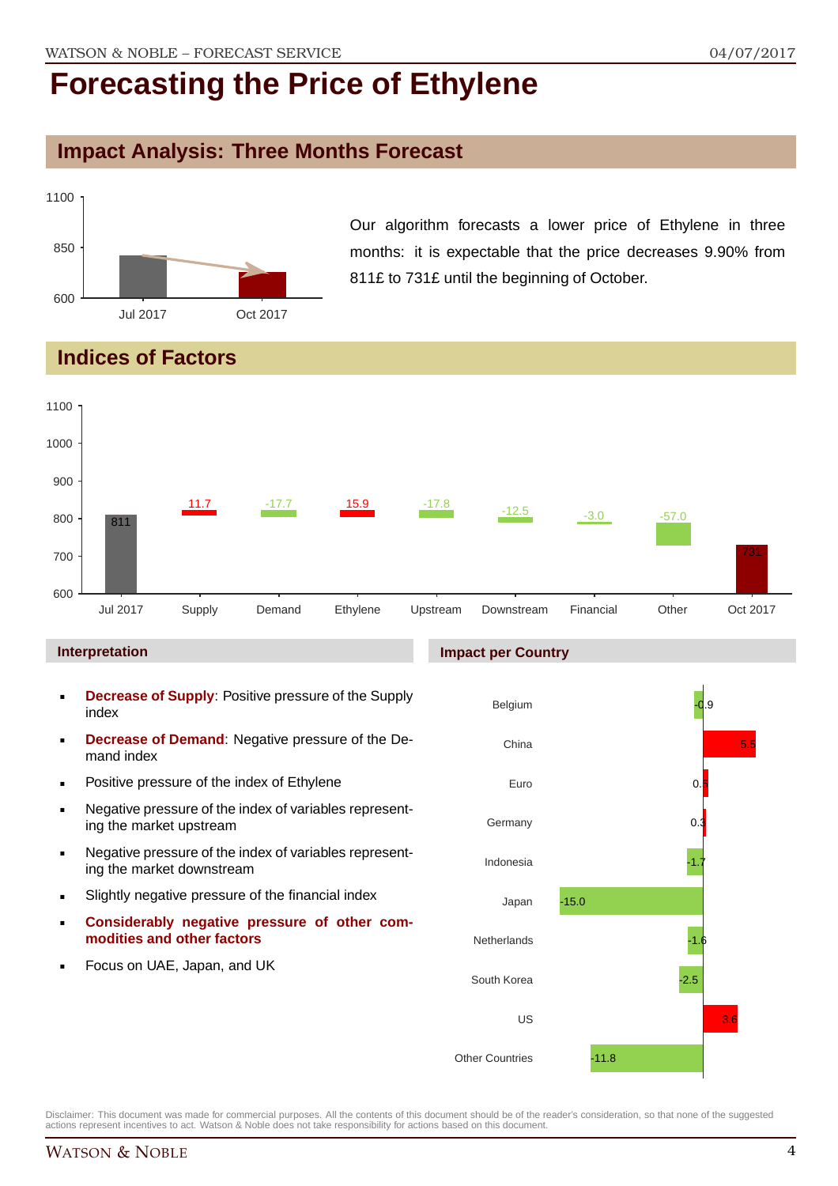# Forecasting the Price of Ethylene

## Impact Analysis: Three Months Forecast

Our algorithm forecasts a lower price of Ethylene in three months: it is expectable that the price decreases 9.90% from 811£ to 731£ until the beginning of October.

## Indices of Factors

| Jul 2017 | Supply | Demand | Ethylene | Upstream | Downstream | Financial | Other | Oct 2017 |
|---|---|---|---|---|---|---|---|---|
| 811 | 11.7 | -17.7 | 15.9 | -17.8 | -12.5 | -3.0 | -57.0 | 731 |

### Interpretation

- **Decrease of Supply**: Positive pressure of the Supply index
- **Decrease of Demand**: Negative pressure of the Demand index
- Positive pressure of the index of Ethylene
- Negative pressure of the index of variables representing the market upstream
- Negative pressure of the index of variables representing the market downstream
- Slightly negative pressure of the financial index
- **Considerably negative pressure of other commodities and other factors**
- Focus on UAE, Japan, and UK

### Impact per Country

| Country | Impact |
|---|---|
| Belgium | -0.9 |
| China | 5.5 |
| Euro | 0.5 |
| Germany | 0.3 |
| Indonesia | -1.7 |
| Japan | -15.0 |
| Netherlands | -1.6 |
| South Korea | -2.5 |
| US | 3.6 |
| Other Countries | -11.8 |

Disclaimer: This document was made for commercial purposes. All the contents of this document should be of the reader's consideration, so that none of the suggested actions represent incentives to act. Watson & Noble does not take responsibility for actions based on this document.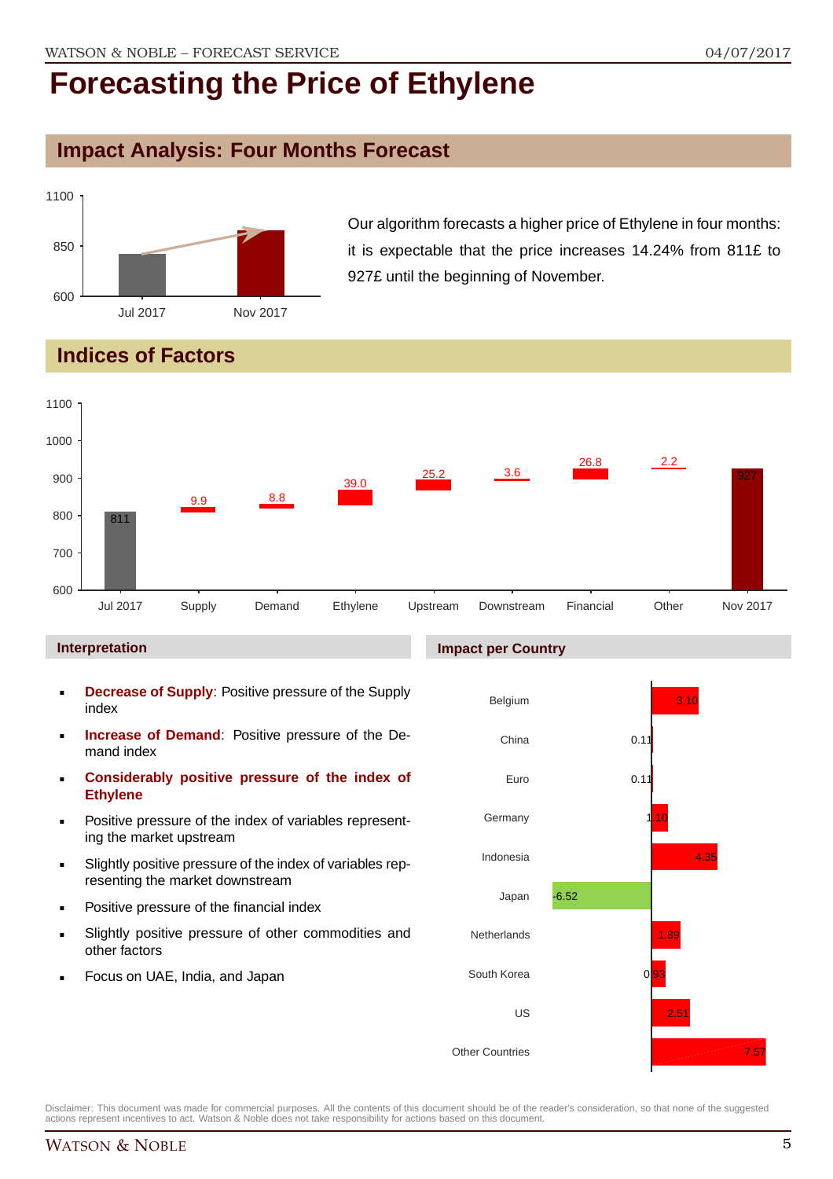# Forecasting the Price of Ethylene

## Impact Analysis: Four Months Forecast

Our algorithm forecasts a higher price of Ethylene in four months: it is expectable that the price increases 14.24% from 811£ to 927£ until the beginning of November.

## Indices of Factors

| | Jul 2017 | Supply | Demand | Ethylene | Upstream | Downstream | Financial | Other | Nov 2017 |
|---|---|---|---|---|---|---|---|---|---|
| Value | 811 | 9.9 | 8.8 | 39.0 | 25.2 | 3.6 | 26.8 | 2.2 | 927 |

### Interpretation

- **Decrease of Supply**: Positive pressure of the Supply index
- **Increase of Demand**: Positive pressure of the Demand index
- **Considerably positive pressure of the index of Ethylene**
- Positive pressure of the index of variables representing the market upstream
- Slightly positive pressure of the index of variables representing the market downstream
- Positive pressure of the financial index
- Slightly positive pressure of other commodities and other factors
- Focus on UAE, India, and Japan

### Impact per Country

| Country | Impact |
|---|---|
| Belgium | 3.10 |
| China | 0.11 |
| Euro | 0.11 |
| Germany | 1.10 |
| Indonesia | 4.35 |
| Japan | -6.52 |
| Netherlands | 1.89 |
| South Korea | 0.93 |
| US | 2.51 |
| Other Countries | 7.57 |

Disclaimer: This document was made for commercial purposes. All the contents of this document should be of the reader's consideration, so that none of the suggested actions represent incentives to act. Watson & Noble does not take responsibility for actions based on this document.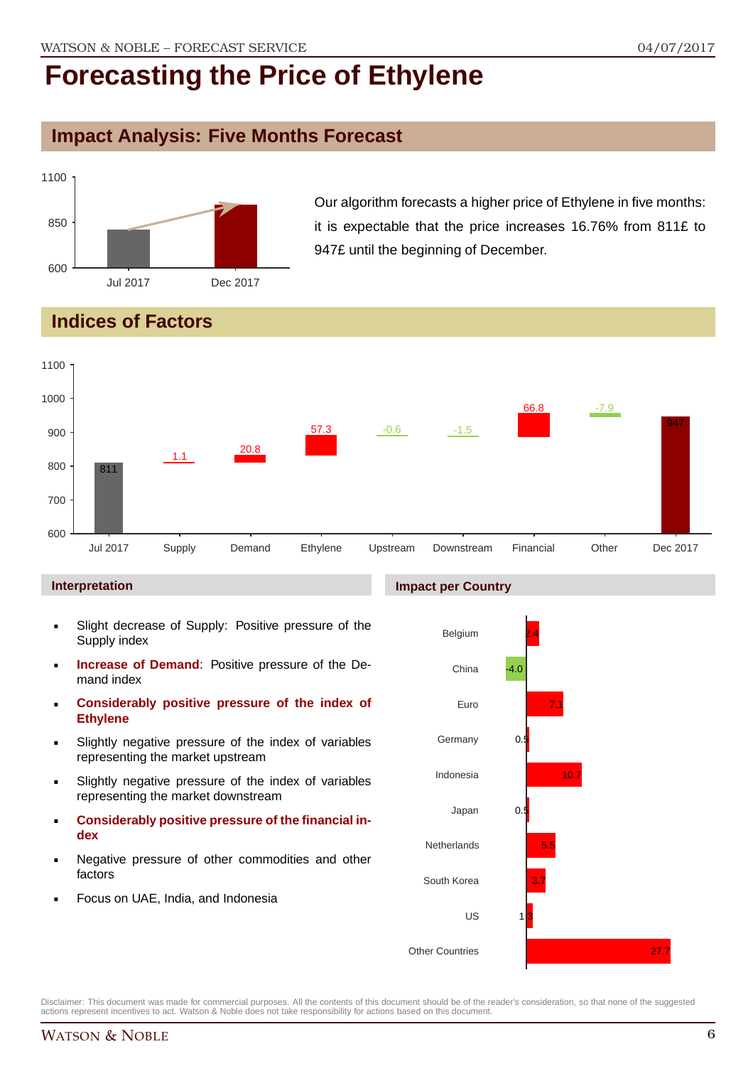# Forecasting the Price of Ethylene

## Impact Analysis: Five Months Forecast

Our algorithm forecasts a higher price of Ethylene in five months: it is expectable that the price increases 16.76% from 811£ to 947£ until the beginning of December.

## Indices of Factors

| | Jul 2017 | Supply | Demand | Ethylene | Upstream | Downstream | Financial | Other | Dec 2017 |
|---|---|---|---|---|---|---|---|---|---|
| Value | 811 | 1.1 | 20.8 | 57.3 | -0.6 | -1.5 | 66.8 | -7.9 | 947 |

### Interpretation

- Slight decrease of Supply: Positive pressure of the Supply index
- **Increase of Demand**: Positive pressure of the Demand index
- **Considerably positive pressure of the index of Ethylene**
- Slightly negative pressure of the index of variables representing the market upstream
- Slightly negative pressure of the index of variables representing the market downstream
- **Considerably positive pressure of the financial index**
- Negative pressure of other commodities and other factors
- Focus on UAE, India, and Indonesia

### Impact per Country

| Country | Impact |
|---|---|
| Belgium | 2.4 |
| China | -4.0 |
| Euro | 7.1 |
| Germany | 0.5 |
| Indonesia | 10.7 |
| Japan | 0.5 |
| Netherlands | 5.5 |
| South Korea | 3.7 |
| US | 1.3 |
| Other Countries | 27.7 |

Disclaimer: This document was made for commercial purposes. All the contents of this document should be of the reader's consideration, so that none of the suggested actions represent incentives to act. Watson & Noble does not take responsibility for actions based on this document.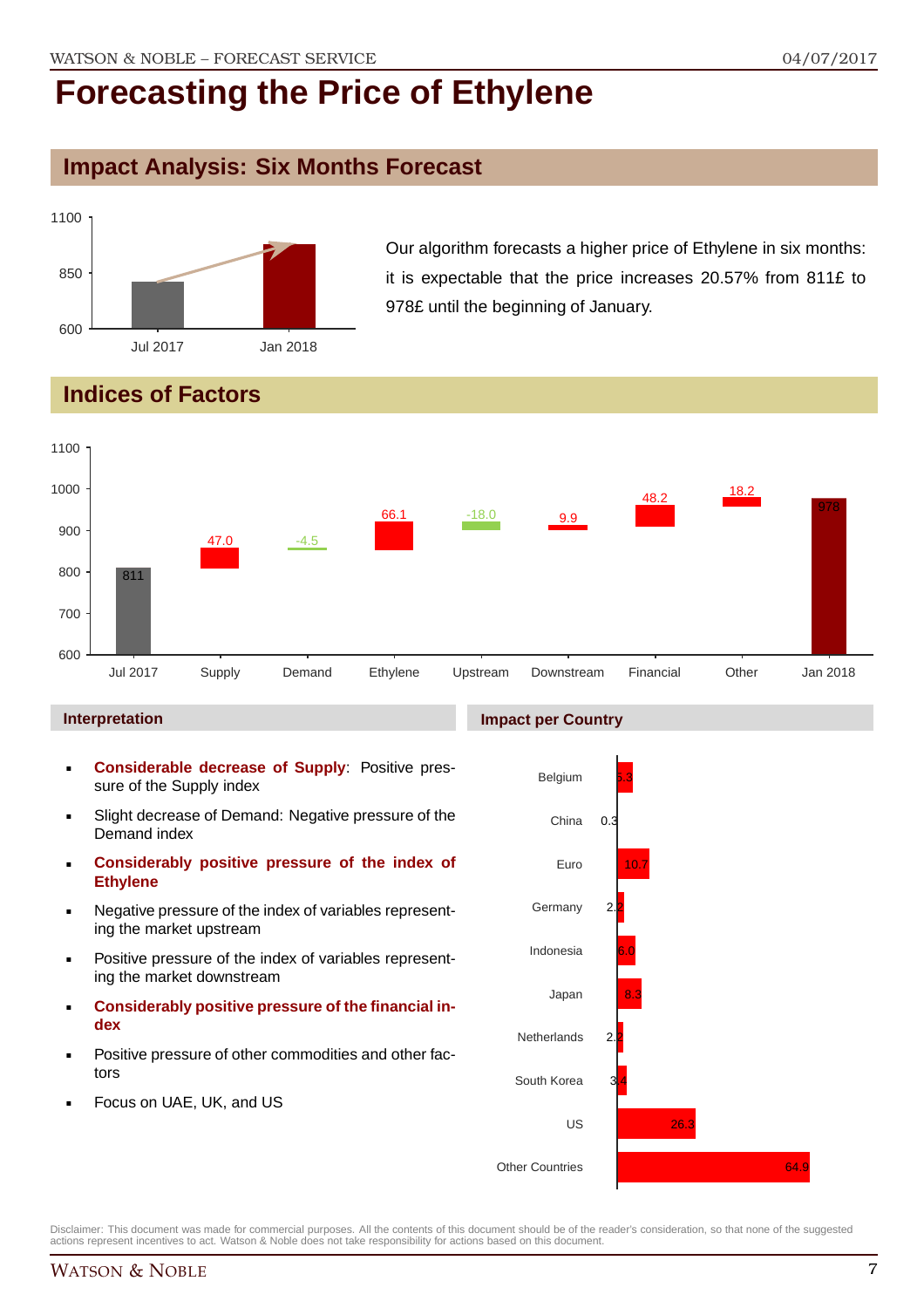# Forecasting the Price of Ethylene

## Impact Analysis: Six Months Forecast

Our algorithm forecasts a higher price of Ethylene in six months: it is expectable that the price increases 20.57% from 811£ to 978£ until the beginning of January.

## Indices of Factors

| Factor | Value |
|---|---|
| Jul 2017 | 811 |
| Supply | 47.0 |
| Demand | -4.5 |
| Ethylene | 66.1 |
| Upstream | -18.0 |
| Downstream | 9.9 |
| Financial | 48.2 |
| Other | 18.2 |
| Jan 2018 | 978 |

### Interpretation

- **Considerable decrease of Supply**: Positive pressure of the Supply index
- Slight decrease of Demand: Negative pressure of the Demand index
- **Considerably positive pressure of the index of Ethylene**
- Negative pressure of the index of variables representing the market upstream
- Positive pressure of the index of variables representing the market downstream
- **Considerably positive pressure of the financial index**
- Positive pressure of other commodities and other factors
- Focus on UAE, UK, and US

### Impact per Country

| Country | Impact |
|---|---|
| Belgium | 5.3 |
| China | 0.3 |
| Euro | 10.7 |
| Germany | 2.2 |
| Indonesia | 6.0 |
| Japan | 8.3 |
| Netherlands | 2.2 |
| South Korea | 3.4 |
| US | 26.3 |
| Other Countries | 64.9 |

Disclaimer: This document was made for commercial purposes. All the contents of this document should be of the reader's consideration, so that none of the suggested actions represent incentives to act. Watson & Noble does not take responsibility for actions based on this document.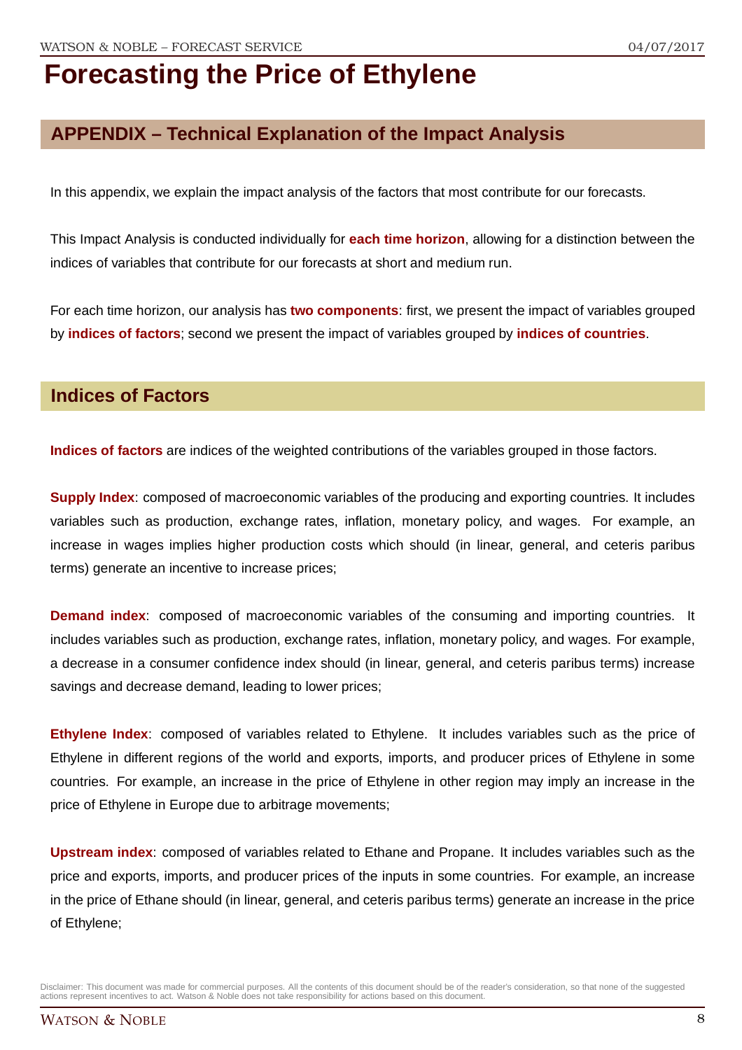# Forecasting the Price of Ethylene

## APPENDIX – Technical Explanation of the Impact Analysis

In this appendix, we explain the impact analysis of the factors that most contribute for our forecasts.

This Impact Analysis is conducted individually for **each time horizon**, allowing for a distinction between the indices of variables that contribute for our forecasts at short and medium run.

For each time horizon, our analysis has **two components**: first, we present the impact of variables grouped by **indices of factors**; second we present the impact of variables grouped by **indices of countries**.

## Indices of Factors

**Indices of factors** are indices of the weighted contributions of the variables grouped in those factors.

**Supply Index**: composed of macroeconomic variables of the producing and exporting countries. It includes variables such as production, exchange rates, inflation, monetary policy, and wages. For example, an increase in wages implies higher production costs which should (in linear, general, and ceteris paribus terms) generate an incentive to increase prices;

**Demand index**: composed of macroeconomic variables of the consuming and importing countries. It includes variables such as production, exchange rates, inflation, monetary policy, and wages. For example, a decrease in a consumer confidence index should (in linear, general, and ceteris paribus terms) increase savings and decrease demand, leading to lower prices;

**Ethylene Index**: composed of variables related to Ethylene. It includes variables such as the price of Ethylene in different regions of the world and exports, imports, and producer prices of Ethylene in some countries. For example, an increase in the price of Ethylene in other region may imply an increase in the price of Ethylene in Europe due to arbitrage movements;

**Upstream index**: composed of variables related to Ethane and Propane. It includes variables such as the price and exports, imports, and producer prices of the inputs in some countries. For example, an increase in the price of Ethane should (in linear, general, and ceteris paribus terms) generate an increase in the price of Ethylene;

Disclaimer: This document was made for commercial purposes. All the contents of this document should be of the reader's consideration, so that none of the suggested actions represent incentives to act. Watson & Noble does not take responsibility for actions based on this document.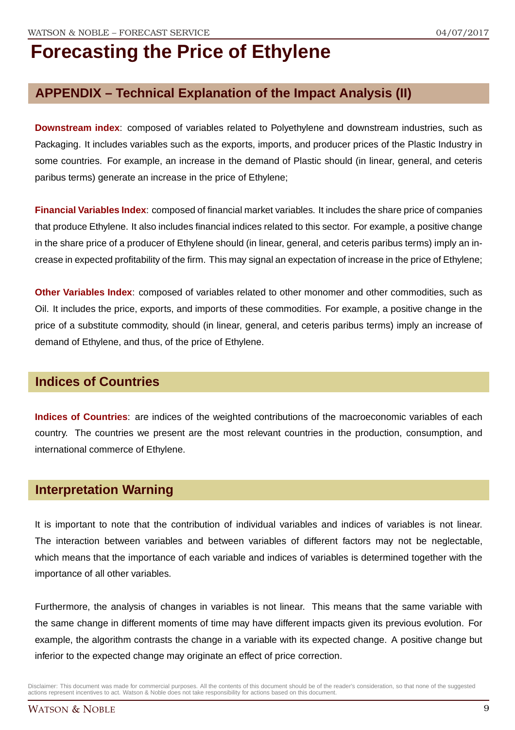# Forecasting the Price of Ethylene

## APPENDIX – Technical Explanation of the Impact Analysis (II)

**Downstream index**: composed of variables related to Polyethylene and downstream industries, such as Packaging. It includes variables such as the exports, imports, and producer prices of the Plastic Industry in some countries. For example, an increase in the demand of Plastic should (in linear, general, and ceteris paribus terms) generate an increase in the price of Ethylene;

**Financial Variables Index**: composed of financial market variables. It includes the share price of companies that produce Ethylene. It also includes financial indices related to this sector. For example, a positive change in the share price of a producer of Ethylene should (in linear, general, and ceteris paribus terms) imply an increase in expected profitability of the firm. This may signal an expectation of increase in the price of Ethylene;

**Other Variables Index**: composed of variables related to other monomer and other commodities, such as Oil. It includes the price, exports, and imports of these commodities. For example, a positive change in the price of a substitute commodity, should (in linear, general, and ceteris paribus terms) imply an increase of demand of Ethylene, and thus, of the price of Ethylene.

## Indices of Countries

**Indices of Countries**: are indices of the weighted contributions of the macroeconomic variables of each country. The countries we present are the most relevant countries in the production, consumption, and international commerce of Ethylene.

## Interpretation Warning

It is important to note that the contribution of individual variables and indices of variables is not linear. The interaction between variables and between variables of different factors may not be neglectable, which means that the importance of each variable and indices of variables is determined together with the importance of all other variables.

Furthermore, the analysis of changes in variables is not linear. This means that the same variable with the same change in different moments of time may have different impacts given its previous evolution. For example, the algorithm contrasts the change in a variable with its expected change. A positive change but inferior to the expected change may originate an effect of price correction.

Disclaimer: This document was made for commercial purposes. All the contents of this document should be of the reader's consideration, so that none of the suggested actions represent incentives to act. Watson & Noble does not take responsibility for actions based on this document.